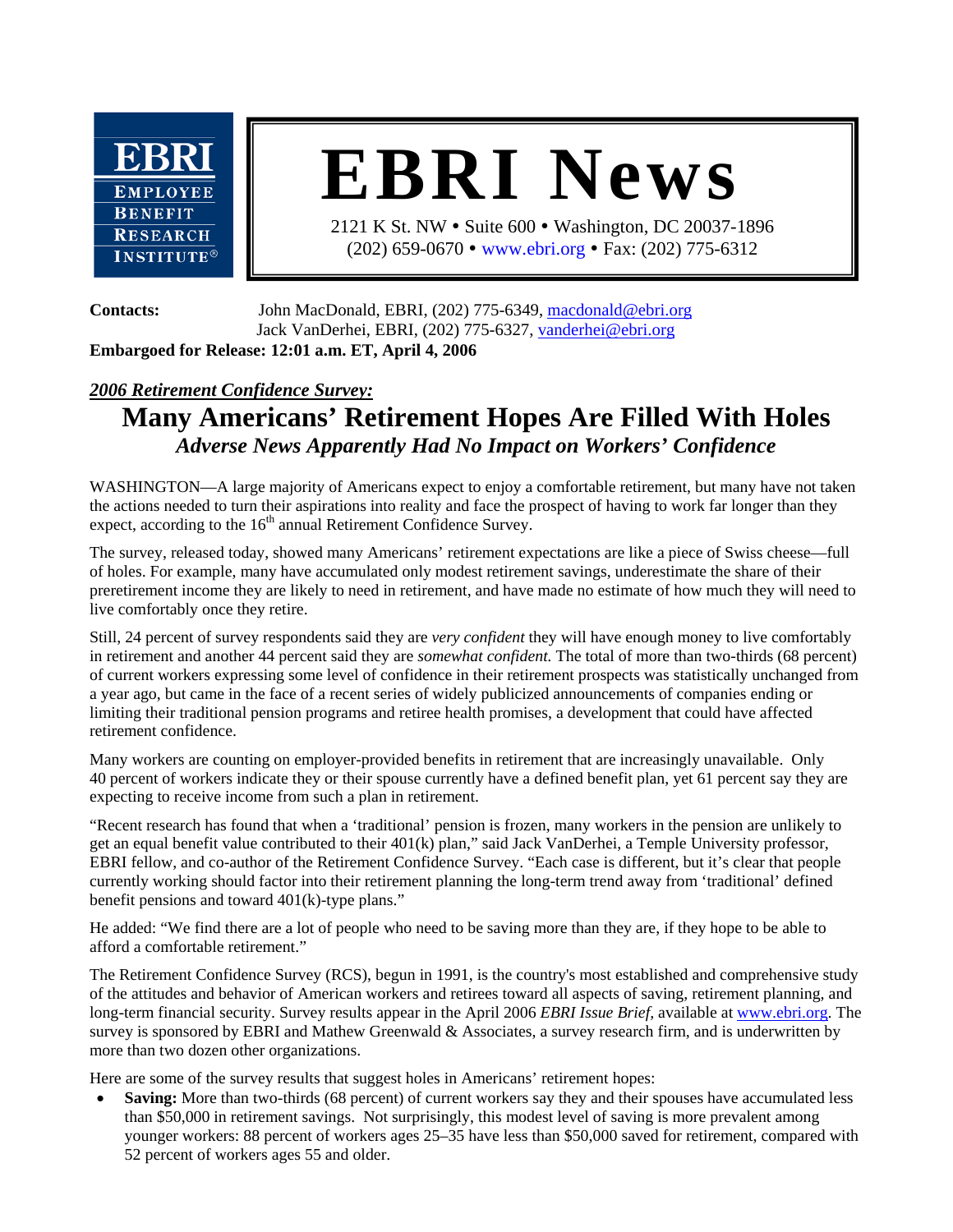**EBRI — Employee Benefit Research Institute®**

# EBRI News

2121 K St. NW • Suite 600 • Washington, DC 20037-1896
(202) 659-0670 • www.ebri.org • Fax: (202) 775-6312

**Contacts:** John MacDonald, EBRI, (202) 775-6349, macdonald@ebri.org
Jack VanDerhei, EBRI, (202) 775-6327, vanderhei@ebri.org

**Embargoed for Release: 12:01 a.m. ET, April 4, 2006**

***2006 Retirement Confidence Survey:***

## Many Americans' Retirement Hopes Are Filled With Holes

### *Adverse News Apparently Had No Impact on Workers' Confidence*

WASHINGTON—A large majority of Americans expect to enjoy a comfortable retirement, but many have not taken the actions needed to turn their aspirations into reality and face the prospect of having to work far longer than they expect, according to the 16th annual Retirement Confidence Survey.

The survey, released today, showed many Americans' retirement expectations are like a piece of Swiss cheese—full of holes. For example, many have accumulated only modest retirement savings, underestimate the share of their preretirement income they are likely to need in retirement, and have made no estimate of how much they will need to live comfortably once they retire.

Still, 24 percent of survey respondents said they are *very confident* they will have enough money to live comfortably in retirement and another 44 percent said they are *somewhat confident.* The total of more than two-thirds (68 percent) of current workers expressing some level of confidence in their retirement prospects was statistically unchanged from a year ago, but came in the face of a recent series of widely publicized announcements of companies ending or limiting their traditional pension programs and retiree health promises, a development that could have affected retirement confidence.

Many workers are counting on employer-provided benefits in retirement that are increasingly unavailable. Only 40 percent of workers indicate they or their spouse currently have a defined benefit plan, yet 61 percent say they are expecting to receive income from such a plan in retirement.

"Recent research has found that when a 'traditional' pension is frozen, many workers in the pension are unlikely to get an equal benefit value contributed to their 401(k) plan," said Jack VanDerhei, a Temple University professor, EBRI fellow, and co-author of the Retirement Confidence Survey. "Each case is different, but it's clear that people currently working should factor into their retirement planning the long-term trend away from 'traditional' defined benefit pensions and toward 401(k)-type plans."

He added: "We find there are a lot of people who need to be saving more than they are, if they hope to be able to afford a comfortable retirement."

The Retirement Confidence Survey (RCS), begun in 1991, is the country's most established and comprehensive study of the attitudes and behavior of American workers and retirees toward all aspects of saving, retirement planning, and long-term financial security. Survey results appear in the April 2006 *EBRI Issue Brief,* available at www.ebri.org. The survey is sponsored by EBRI and Mathew Greenwald & Associates, a survey research firm, and is underwritten by more than two dozen other organizations.

Here are some of the survey results that suggest holes in Americans' retirement hopes:

- **Saving:** More than two-thirds (68 percent) of current workers say they and their spouses have accumulated less than $50,000 in retirement savings. Not surprisingly, this modest level of saving is more prevalent among younger workers: 88 percent of workers ages 25–35 have less than $50,000 saved for retirement, compared with 52 percent of workers ages 55 and older.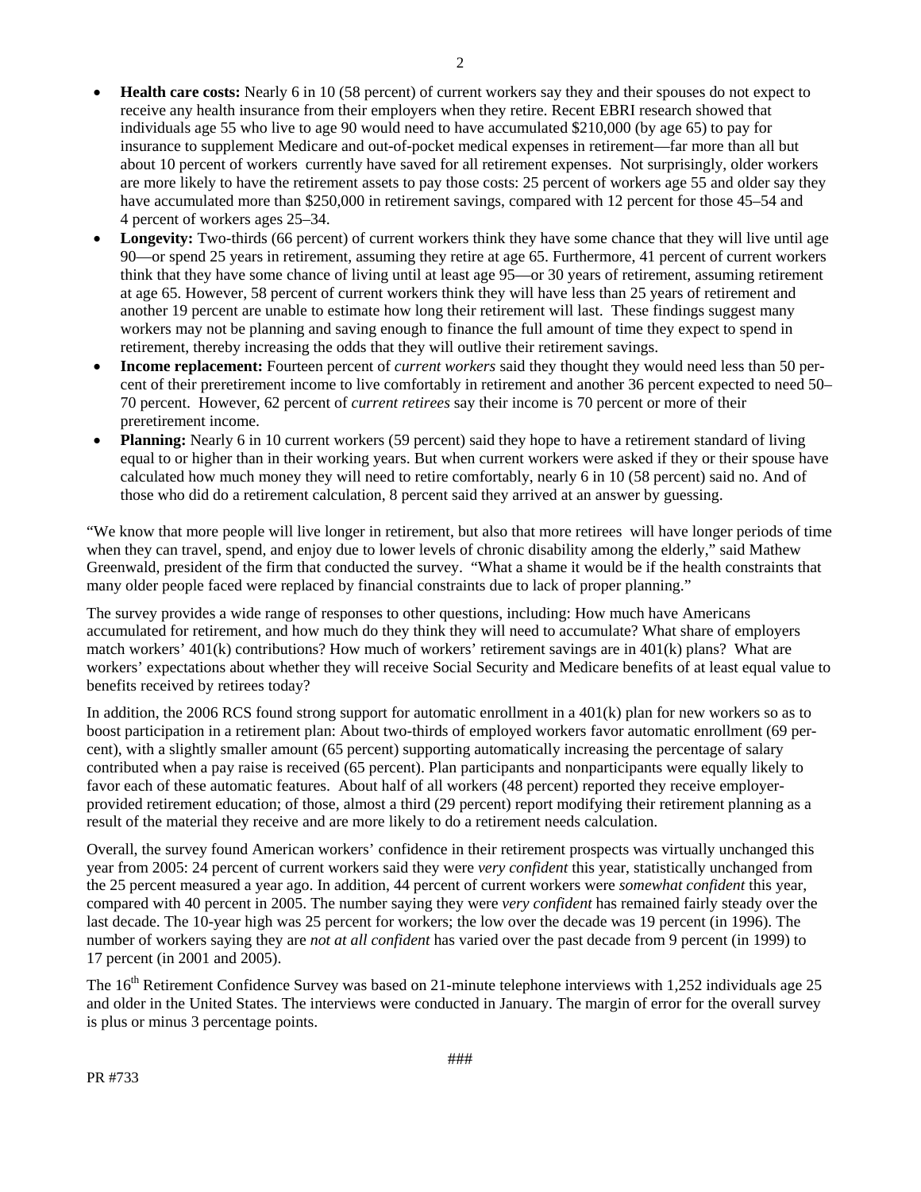- **Health care costs:** Nearly 6 in 10 (58 percent) of current workers say they and their spouses do not expect to receive any health insurance from their employers when they retire. Recent EBRI research showed that individuals age 55 who live to age 90 would need to have accumulated $210,000 (by age 65) to pay for insurance to supplement Medicare and out-of-pocket medical expenses in retirement—far more than all but about 10 percent of workers currently have saved for all retirement expenses. Not surprisingly, older workers are more likely to have the retirement assets to pay those costs: 25 percent of workers age 55 and older say they have accumulated more than $250,000 in retirement savings, compared with 12 percent for those 45–54 and 4 percent of workers ages 25–34.
- **Longevity:** Two-thirds (66 percent) of current workers think they have some chance that they will live until age 90—or spend 25 years in retirement, assuming they retire at age 65. Furthermore, 41 percent of current workers think that they have some chance of living until at least age 95—or 30 years of retirement, assuming retirement at age 65. However, 58 percent of current workers think they will have less than 25 years of retirement and another 19 percent are unable to estimate how long their retirement will last. These findings suggest many workers may not be planning and saving enough to finance the full amount of time they expect to spend in retirement, thereby increasing the odds that they will outlive their retirement savings.
- **Income replacement:** Fourteen percent of *current workers* said they thought they would need less than 50 percent of their preretirement income to live comfortably in retirement and another 36 percent expected to need 50–70 percent. However, 62 percent of *current retirees* say their income is 70 percent or more of their preretirement income.
- **Planning:** Nearly 6 in 10 current workers (59 percent) said they hope to have a retirement standard of living equal to or higher than in their working years. But when current workers were asked if they or their spouse have calculated how much money they will need to retire comfortably, nearly 6 in 10 (58 percent) said no. And of those who did do a retirement calculation, 8 percent said they arrived at an answer by guessing.

"We know that more people will live longer in retirement, but also that more retirees will have longer periods of time when they can travel, spend, and enjoy due to lower levels of chronic disability among the elderly," said Mathew Greenwald, president of the firm that conducted the survey. "What a shame it would be if the health constraints that many older people faced were replaced by financial constraints due to lack of proper planning."

The survey provides a wide range of responses to other questions, including: How much have Americans accumulated for retirement, and how much do they think they will need to accumulate? What share of employers match workers' 401(k) contributions? How much of workers' retirement savings are in 401(k) plans? What are workers' expectations about whether they will receive Social Security and Medicare benefits of at least equal value to benefits received by retirees today?

In addition, the 2006 RCS found strong support for automatic enrollment in a 401(k) plan for new workers so as to boost participation in a retirement plan: About two-thirds of employed workers favor automatic enrollment (69 percent), with a slightly smaller amount (65 percent) supporting automatically increasing the percentage of salary contributed when a pay raise is received (65 percent). Plan participants and nonparticipants were equally likely to favor each of these automatic features. About half of all workers (48 percent) reported they receive employer-provided retirement education; of those, almost a third (29 percent) report modifying their retirement planning as a result of the material they receive and are more likely to do a retirement needs calculation.

Overall, the survey found American workers' confidence in their retirement prospects was virtually unchanged this year from 2005: 24 percent of current workers said they were *very confident* this year, statistically unchanged from the 25 percent measured a year ago. In addition, 44 percent of current workers were *somewhat confident* this year, compared with 40 percent in 2005. The number saying they were *very confident* has remained fairly steady over the last decade. The 10-year high was 25 percent for workers; the low over the decade was 19 percent (in 1996). The number of workers saying they are *not at all confident* has varied over the past decade from 9 percent (in 1999) to 17 percent (in 2001 and 2005).

The 16th Retirement Confidence Survey was based on 21-minute telephone interviews with 1,252 individuals age 25 and older in the United States. The interviews were conducted in January. The margin of error for the overall survey is plus or minus 3 percentage points.

###

PR #733